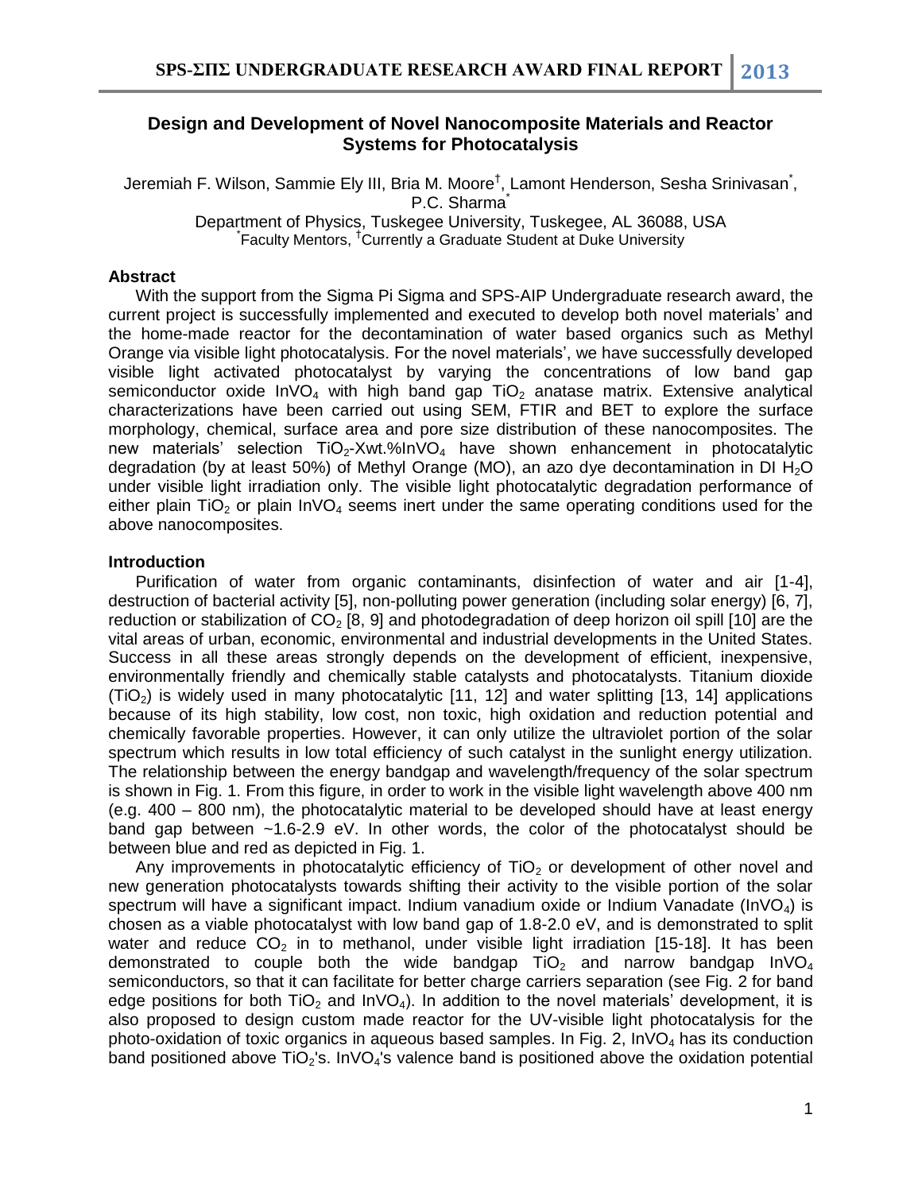# Design and Development of Novel Nanocomposite Materials and Reactor Systems for Photocatalysis

Jeremiah F. Wilson, Sammie Ely III, Bria M. Moore[†], Lamont Henderson, Sesha Srinivasan[*], P.C. Sharma[*]

Department of Physics, Tuskegee University, Tuskegee, AL 36088, USA

[*]Faculty Mentors, [†]Currently a Graduate Student at Duke University

## Abstract

With the support from the Sigma Pi Sigma and SPS-AIP Undergraduate research award, the current project is successfully implemented and executed to develop both novel materials' and the home-made reactor for the decontamination of water based organics such as Methyl Orange via visible light photocatalysis. For the novel materials', we have successfully developed visible light activated photocatalyst by varying the concentrations of low band gap semiconductor oxide $InVO_4$ with high band gap $TiO_2$ anatase matrix. Extensive analytical characterizations have been carried out using SEM, FTIR and BET to explore the surface morphology, chemical, surface area and pore size distribution of these nanocomposites. The new materials' selection $TiO_2$-Xwt.%$InVO_4$ have shown enhancement in photocatalytic degradation (by at least 50%) of Methyl Orange (MO), an azo dye decontamination in DI $H_2O$ under visible light irradiation only. The visible light photocatalytic degradation performance of either plain $TiO_2$ or plain $InVO_4$ seems inert under the same operating conditions used for the above nanocomposites.

## Introduction

Purification of water from organic contaminants, disinfection of water and air [1-4], destruction of bacterial activity [5], non-polluting power generation (including solar energy) [6, 7], reduction or stabilization of $CO_2$ [8, 9] and photodegradation of deep horizon oil spill [10] are the vital areas of urban, economic, environmental and industrial developments in the United States. Success in all these areas strongly depends on the development of efficient, inexpensive, environmentally friendly and chemically stable catalysts and photocatalysts. Titanium dioxide ($TiO_2$) is widely used in many photocatalytic [11, 12] and water splitting [13, 14] applications because of its high stability, low cost, non toxic, high oxidation and reduction potential and chemically favorable properties. However, it can only utilize the ultraviolet portion of the solar spectrum which results in low total efficiency of such catalyst in the sunlight energy utilization. The relationship between the energy bandgap and wavelength/frequency of the solar spectrum is shown in Fig. 1. From this figure, in order to work in the visible light wavelength above 400 nm (e.g. 400 – 800 nm), the photocatalytic material to be developed should have at least energy band gap between ~1.6-2.9 eV. In other words, the color of the photocatalyst should be between blue and red as depicted in Fig. 1.

Any improvements in photocatalytic efficiency of $TiO_2$ or development of other novel and new generation photocatalysts towards shifting their activity to the visible portion of the solar spectrum will have a significant impact. Indium vanadium oxide or Indium Vanadate ($InVO_4$) is chosen as a viable photocatalyst with low band gap of 1.8-2.0 eV, and is demonstrated to split water and reduce $CO_2$ in to methanol, under visible light irradiation [15-18]. It has been demonstrated to couple both the wide bandgap $TiO_2$ and narrow bandgap $InVO_4$ semiconductors, so that it can facilitate for better charge carriers separation (see Fig. 2 for band edge positions for both $TiO_2$ and $InVO_4$). In addition to the novel materials' development, it is also proposed to design custom made reactor for the UV-visible light photocatalysis for the photo-oxidation of toxic organics in aqueous based samples. In Fig. 2, $InVO_4$ has its conduction band positioned above $TiO_2$'s. $InVO_4$'s valence band is positioned above the oxidation potential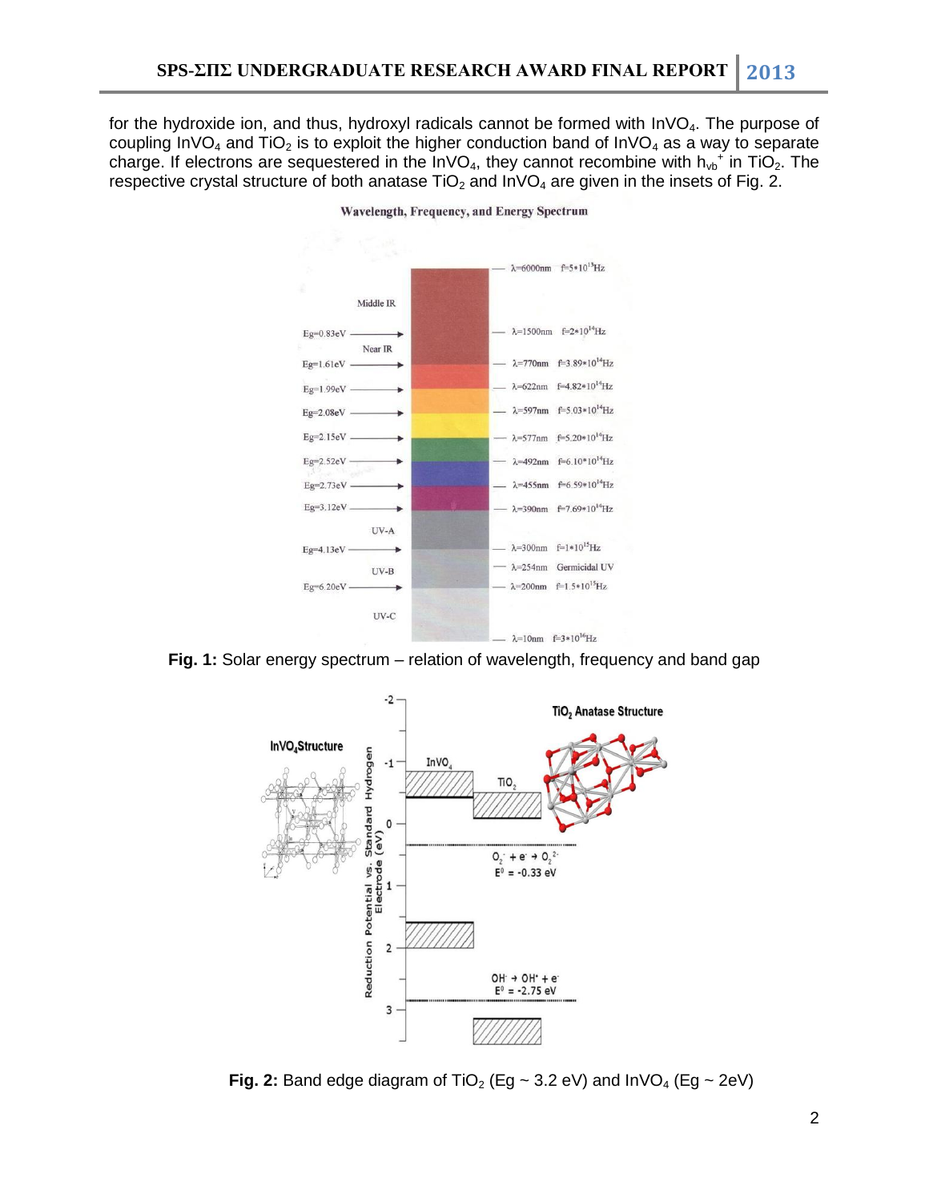for the hydroxide ion, and thus, hydroxyl radicals cannot be formed with $InVO_4$. The purpose of coupling $InVO_4$ and $TiO_2$ is to exploit the higher conduction band of $InVO_4$ as a way to separate charge. If electrons are sequestered in the $InVO_4$, they cannot recombine with $h_{vb}^+$ in $TiO_2$. The respective crystal structure of both anatase $TiO_2$ and $InVO_4$ are given in the insets of Fig. 2.

**Fig. 1:** Solar energy spectrum – relation of wavelength, frequency and band gap

**Fig. 2:** Band edge diagram of $TiO_2$ (Eg ~ 3.2 eV) and $InVO_4$ (Eg ~ 2eV)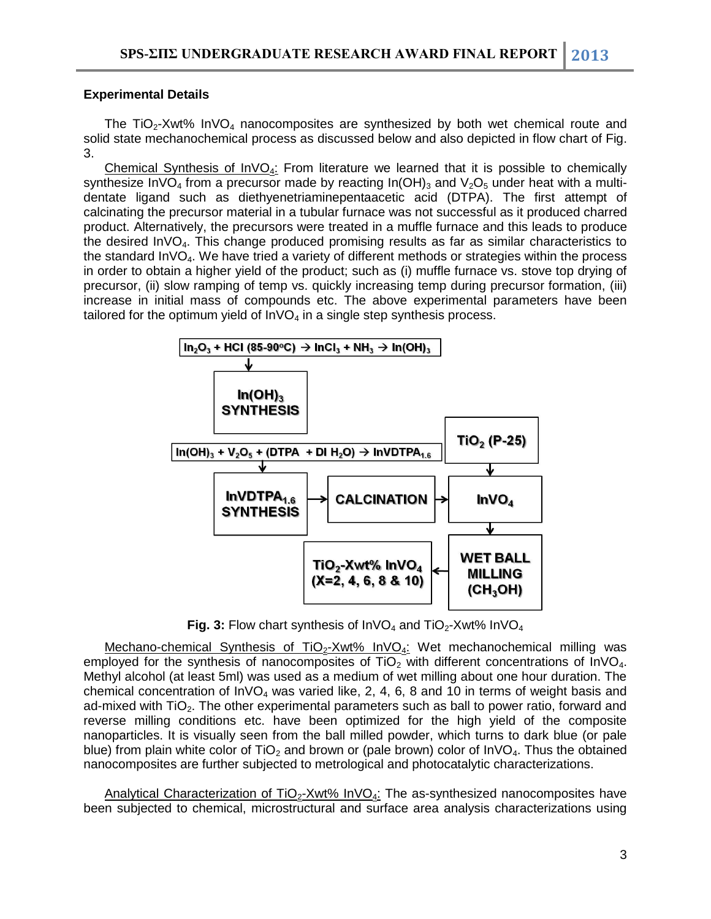### Experimental Details

The $TiO_2$-Xwt% $InVO_4$ nanocomposites are synthesized by both wet chemical route and solid state mechanochemical process as discussed below and also depicted in flow chart of Fig. 3.

Chemical Synthesis of $InVO_4$: From literature we learned that it is possible to chemically synthesize $InVO_4$ from a precursor made by reacting $In(OH)_3$ and $V_2O_5$ under heat with a multi-dentate ligand such as diethyenetriaminepentaacetic acid (DTPA). The first attempt of calcinating the precursor material in a tubular furnace was not successful as it produced charred product. Alternatively, the precursors were treated in a muffle furnace and this leads to produce the desired $InVO_4$. This change produced promising results as far as similar characteristics to the standard $InVO_4$. We have tried a variety of different methods or strategies within the process in order to obtain a higher yield of the product; such as (i) muffle furnace vs. stove top drying of precursor, (ii) slow ramping of temp vs. quickly increasing temp during precursor formation, (iii) increase in initial mass of compounds etc. The above experimental parameters have been tailored for the optimum yield of $InVO_4$ in a single step synthesis process.

$In_2O_3$ + HCl (85-90°C) → $InCl_3$ + $NH_3$ → $In(OH)_3$

$In(OH)_3$ SYNTHESIS

$In(OH)_3$ + $V_2O_5$ + (DTPA + DI $H_2O$) → $InVDTPA_{1.6}$

$InVDTPA_{1.6}$ SYNTHESIS → CALCINATION → $InVO_4$

$TiO_2$ (P-25)

WET BALL MILLING ($CH_3OH$)

$TiO_2$-Xwt% $InVO_4$ (X=2, 4, 6, 8 & 10)

**Fig. 3:** Flow chart synthesis of $InVO_4$ and $TiO_2$-Xwt% $InVO_4$

Mechano-chemical Synthesis of $TiO_2$-Xwt% $InVO_4$: Wet mechanochemical milling was employed for the synthesis of nanocomposites of $TiO_2$ with different concentrations of $InVO_4$. Methyl alcohol (at least 5ml) was used as a medium of wet milling about one hour duration. The chemical concentration of $InVO_4$ was varied like, 2, 4, 6, 8 and 10 in terms of weight basis and ad-mixed with $TiO_2$. The other experimental parameters such as ball to power ratio, forward and reverse milling conditions etc. have been optimized for the high yield of the composite nanoparticles. It is visually seen from the ball milled powder, which turns to dark blue (or pale blue) from plain white color of $TiO_2$ and brown or (pale brown) color of $InVO_4$. Thus the obtained nanocomposites are further subjected to metrological and photocatalytic characterizations.

Analytical Characterization of $TiO_2$-Xwt% $InVO_4$: The as-synthesized nanocomposites have been subjected to chemical, microstructural and surface area analysis characterizations using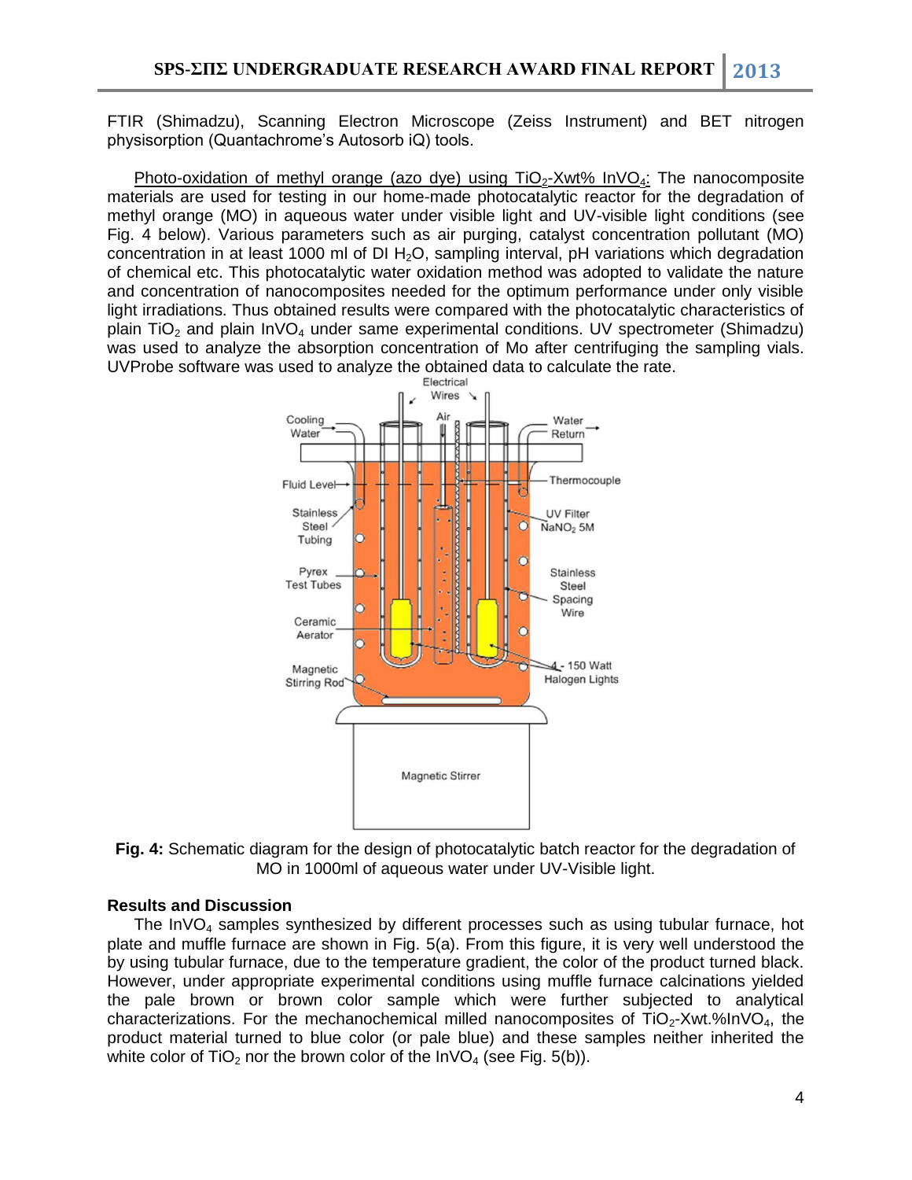FTIR (Shimadzu), Scanning Electron Microscope (Zeiss Instrument) and BET nitrogen physisorption (Quantachrome's Autosorb iQ) tools.

Photo-oxidation of methyl orange (azo dye) using $TiO_2$-Xwt% $InVO_4$: The nanocomposite materials are used for testing in our home-made photocatalytic reactor for the degradation of methyl orange (MO) in aqueous water under visible light and UV-visible light conditions (see Fig. 4 below). Various parameters such as air purging, catalyst concentration pollutant (MO) concentration in at least 1000 ml of DI $H_2O$, sampling interval, pH variations which degradation of chemical etc. This photocatalytic water oxidation method was adopted to validate the nature and concentration of nanocomposites needed for the optimum performance under only visible light irradiations. Thus obtained results were compared with the photocatalytic characteristics of plain $TiO_2$ and plain $InVO_4$ under same experimental conditions. UV spectrometer (Shimadzu) was used to analyze the absorption concentration of Mo after centrifuging the sampling vials. UVProbe software was used to analyze the obtained data to calculate the rate.

**Fig. 4:** Schematic diagram for the design of photocatalytic batch reactor for the degradation of MO in 1000ml of aqueous water under UV-Visible light.

**Results and Discussion**

The $InVO_4$ samples synthesized by different processes such as using tubular furnace, hot plate and muffle furnace are shown in Fig. 5(a). From this figure, it is very well understood the by using tubular furnace, due to the temperature gradient, the color of the product turned black. However, under appropriate experimental conditions using muffle furnace calcinations yielded the pale brown or brown color sample which were further subjected to analytical characterizations. For the mechanochemical milled nanocomposites of $TiO_2$-Xwt.%$InVO_4$, the product material turned to blue color (or pale blue) and these samples neither inherited the white color of $TiO_2$ nor the brown color of the $InVO_4$ (see Fig. 5(b)).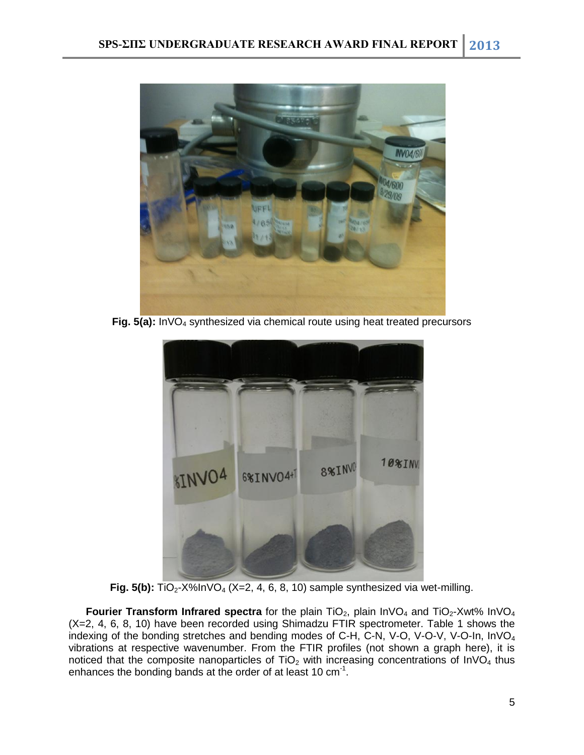**Fig. 5(a):** $InVO_4$ synthesized via chemical route using heat treated precursors

**Fig. 5(b):** $TiO_2$-X%$InVO_4$ (X=2, 4, 6, 8, 10) sample synthesized via wet-milling.

**Fourier Transform Infrared spectra** for the plain $TiO_2$, plain $InVO_4$ and $TiO_2$-Xwt% $InVO_4$ (X=2, 4, 6, 8, 10) have been recorded using Shimadzu FTIR spectrometer. Table 1 shows the indexing of the bonding stretches and bending modes of C-H, C-N, V-O, V-O-V, V-O-In, $InVO_4$ vibrations at respective wavenumber. From the FTIR profiles (not shown a graph here), it is noticed that the composite nanoparticles of $TiO_2$ with increasing concentrations of $InVO_4$ thus enhances the bonding bands at the order of at least 10 $cm^{-1}$.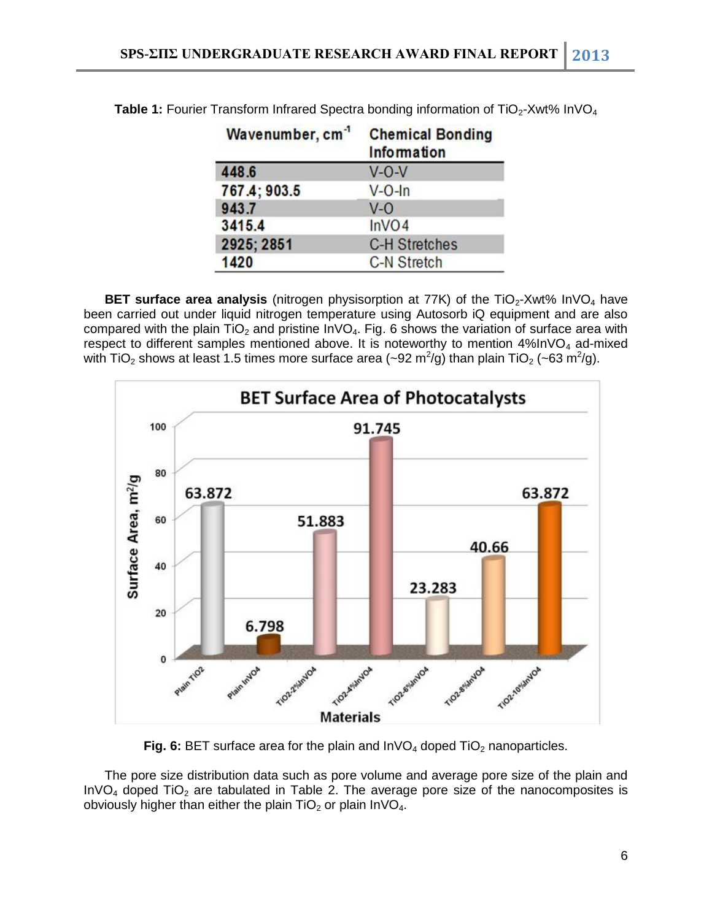**Table 1:** Fourier Transform Infrared Spectra bonding information of $TiO_2$-Xwt% $InVO_4$

| Wavenumber, $cm^{-1}$ | Chemical Bonding Information |
|---|---|
| 448.6 | V-O-V |
| 767.4; 903.5 | V-O-In |
| 943.7 | V-O |
| 3415.4 | $InVO_4$ |
| 2925; 2851 | C-H Stretches |
| 1420 | C-N Stretch |

**BET surface area analysis** (nitrogen physisorption at 77K) of the $TiO_2$-Xwt% $InVO_4$ have been carried out under liquid nitrogen temperature using Autosorb iQ equipment and are also compared with the plain $TiO_2$ and pristine $InVO_4$. Fig. 6 shows the variation of surface area with respect to different samples mentioned above. It is noteworthy to mention 4%$InVO_4$ ad-mixed with $TiO_2$ shows at least 1.5 times more surface area (~92 $m^2/g$) than plain $TiO_2$ (~63 $m^2/g$).

**Fig. 6:** BET surface area for the plain and $InVO_4$ doped $TiO_2$ nanoparticles.

The pore size distribution data such as pore volume and average pore size of the plain and $InVO_4$ doped $TiO_2$ are tabulated in Table 2. The average pore size of the nanocomposites is obviously higher than either the plain $TiO_2$ or plain $InVO_4$.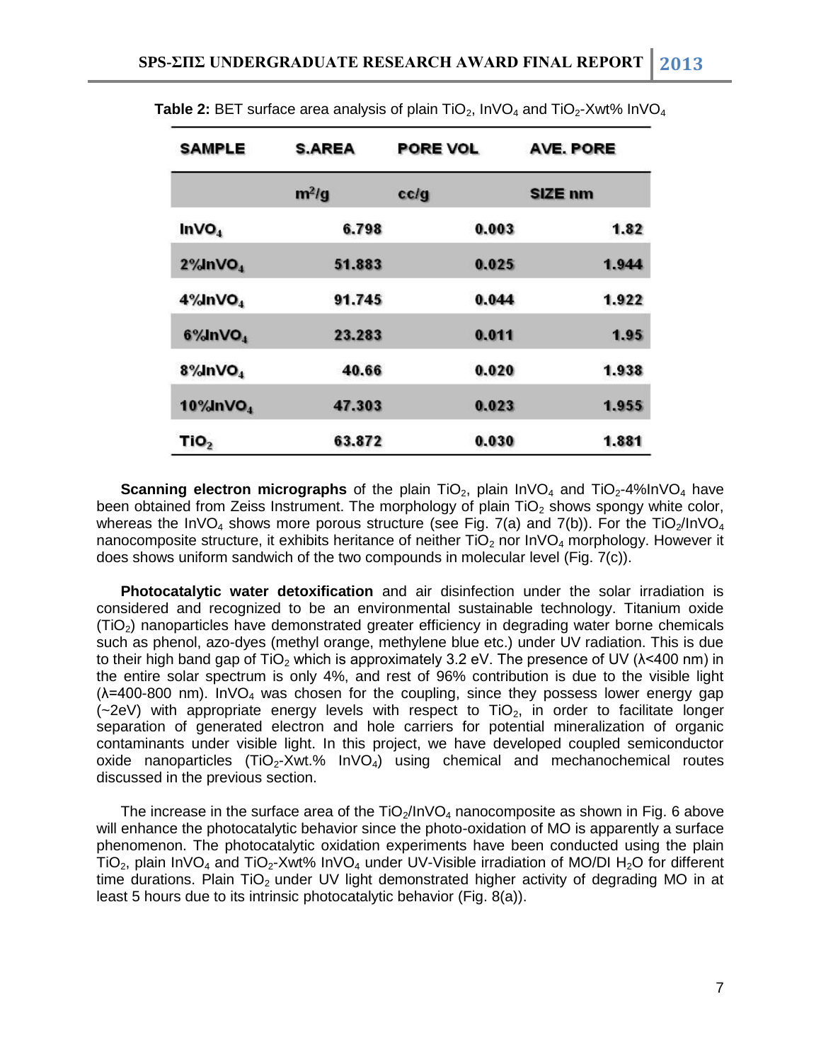**Table 2:** BET surface area analysis of plain $TiO_2$, $InVO_4$ and $TiO_2$-Xwt% $InVO_4$

| SAMPLE | S.AREA | PORE VOL | AVE. PORE |
|---|---|---|---|
| | $m^2/g$ | cc/g | SIZE nm |
| $InVO_4$ | 6.798 | 0.003 | 1.82 |
| 2%$InVO_4$ | 51.883 | 0.025 | 1.944 |
| 4%$InVO_4$ | 91.745 | 0.044 | 1.922 |
| 6%$InVO_4$ | 23.283 | 0.011 | 1.95 |
| 8%$InVO_4$ | 40.66 | 0.020 | 1.938 |
| 10%$InVO_4$ | 47.303 | 0.023 | 1.955 |
| $TiO_2$ | 63.872 | 0.030 | 1.881 |

**Scanning electron micrographs** of the plain $TiO_2$, plain $InVO_4$ and $TiO_2$-4%$InVO_4$ have been obtained from Zeiss Instrument. The morphology of plain $TiO_2$ shows spongy white color, whereas the $InVO_4$ shows more porous structure (see Fig. 7(a) and 7(b)). For the $TiO_2$/$InVO_4$ nanocomposite structure, it exhibits heritance of neither $TiO_2$ nor $InVO_4$ morphology. However it does shows uniform sandwich of the two compounds in molecular level (Fig. 7(c)).

**Photocatalytic water detoxification** and air disinfection under the solar irradiation is considered and recognized to be an environmental sustainable technology. Titanium oxide ($TiO_2$) nanoparticles have demonstrated greater efficiency in degrading water borne chemicals such as phenol, azo-dyes (methyl orange, methylene blue etc.) under UV radiation. This is due to their high band gap of $TiO_2$ which is approximately 3.2 eV. The presence of UV ($\lambda$<400 nm) in the entire solar spectrum is only 4%, and rest of 96% contribution is due to the visible light ($\lambda$=400-800 nm). $InVO_4$ was chosen for the coupling, since they possess lower energy gap (~2eV) with appropriate energy levels with respect to $TiO_2$, in order to facilitate longer separation of generated electron and hole carriers for potential mineralization of organic contaminants under visible light. In this project, we have developed coupled semiconductor oxide nanoparticles ($TiO_2$-Xwt.% $InVO_4$) using chemical and mechanochemical routes discussed in the previous section.

The increase in the surface area of the $TiO_2$/$InVO_4$ nanocomposite as shown in Fig. 6 above will enhance the photocatalytic behavior since the photo-oxidation of MO is apparently a surface phenomenon. The photocatalytic oxidation experiments have been conducted using the plain $TiO_2$, plain $InVO_4$ and $TiO_2$-Xwt% $InVO_4$ under UV-Visible irradiation of MO/DI $H_2O$ for different time durations. Plain $TiO_2$ under UV light demonstrated higher activity of degrading MO in at least 5 hours due to its intrinsic photocatalytic behavior (Fig. 8(a)).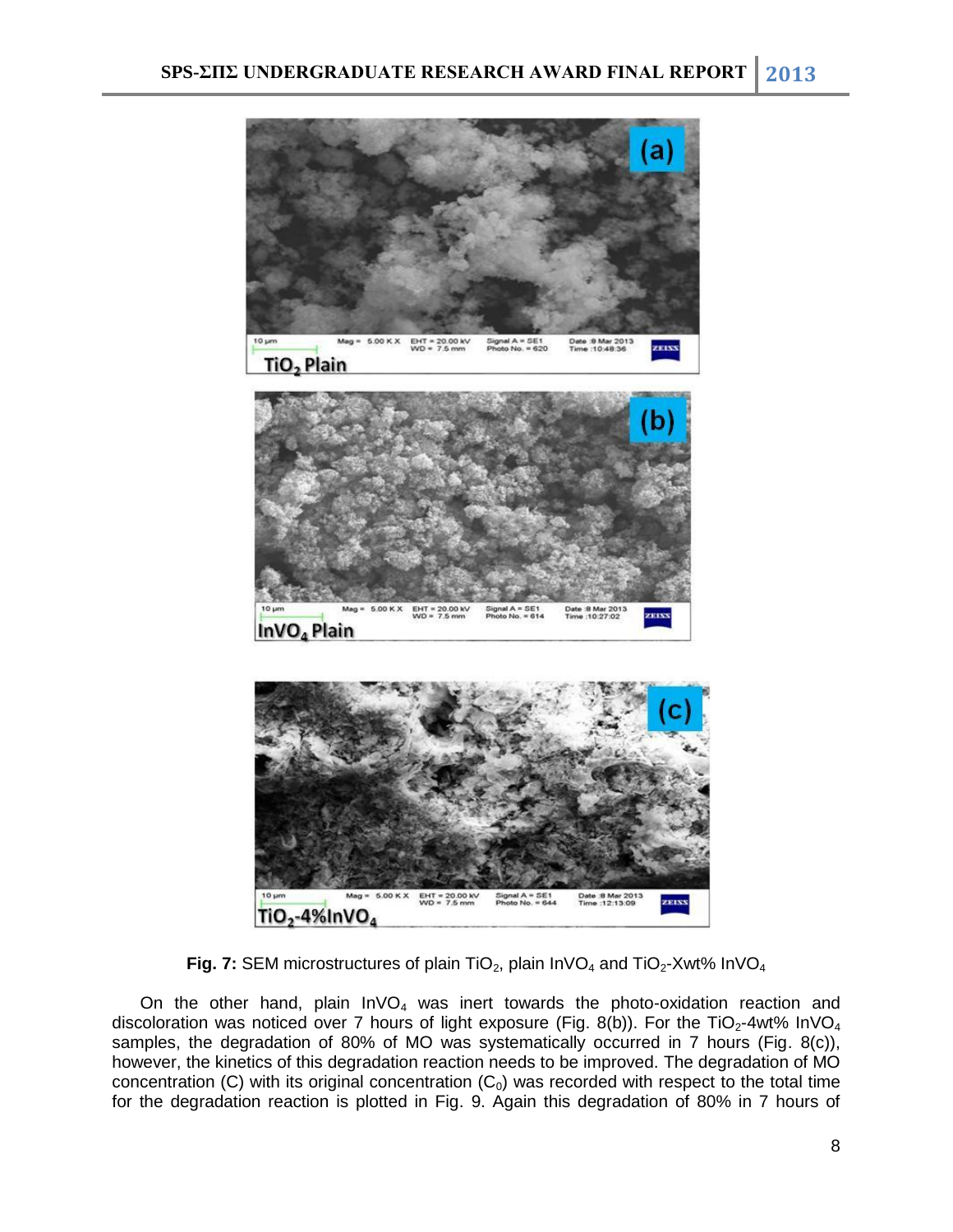**Fig. 7:** SEM microstructures of plain $TiO_2$, plain $InVO_4$ and $TiO_2$-Xwt% $InVO_4$

On the other hand, plain $InVO_4$ was inert towards the photo-oxidation reaction and discoloration was noticed over 7 hours of light exposure (Fig. 8(b)). For the $TiO_2$-4wt% $InVO_4$ samples, the degradation of 80% of MO was systematically occurred in 7 hours (Fig. 8(c)), however, the kinetics of this degradation reaction needs to be improved. The degradation of MO concentration (C) with its original concentration ($C_0$) was recorded with respect to the total time for the degradation reaction is plotted in Fig. 9. Again this degradation of 80% in 7 hours of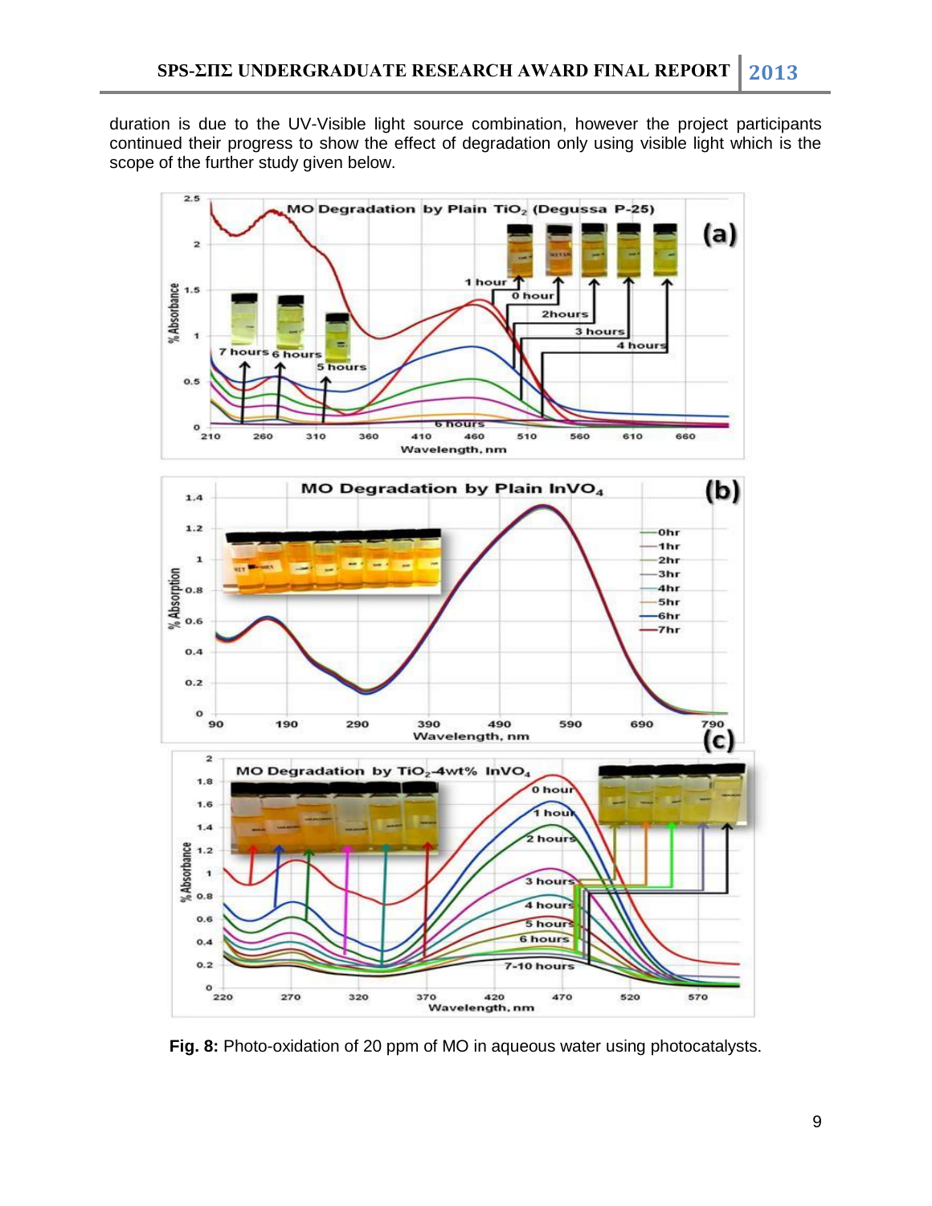duration is due to the UV-Visible light source combination, however the project participants continued their progress to show the effect of degradation only using visible light which is the scope of the further study given below.

**Fig. 8:** Photo-oxidation of 20 ppm of MO in aqueous water using photocatalysts.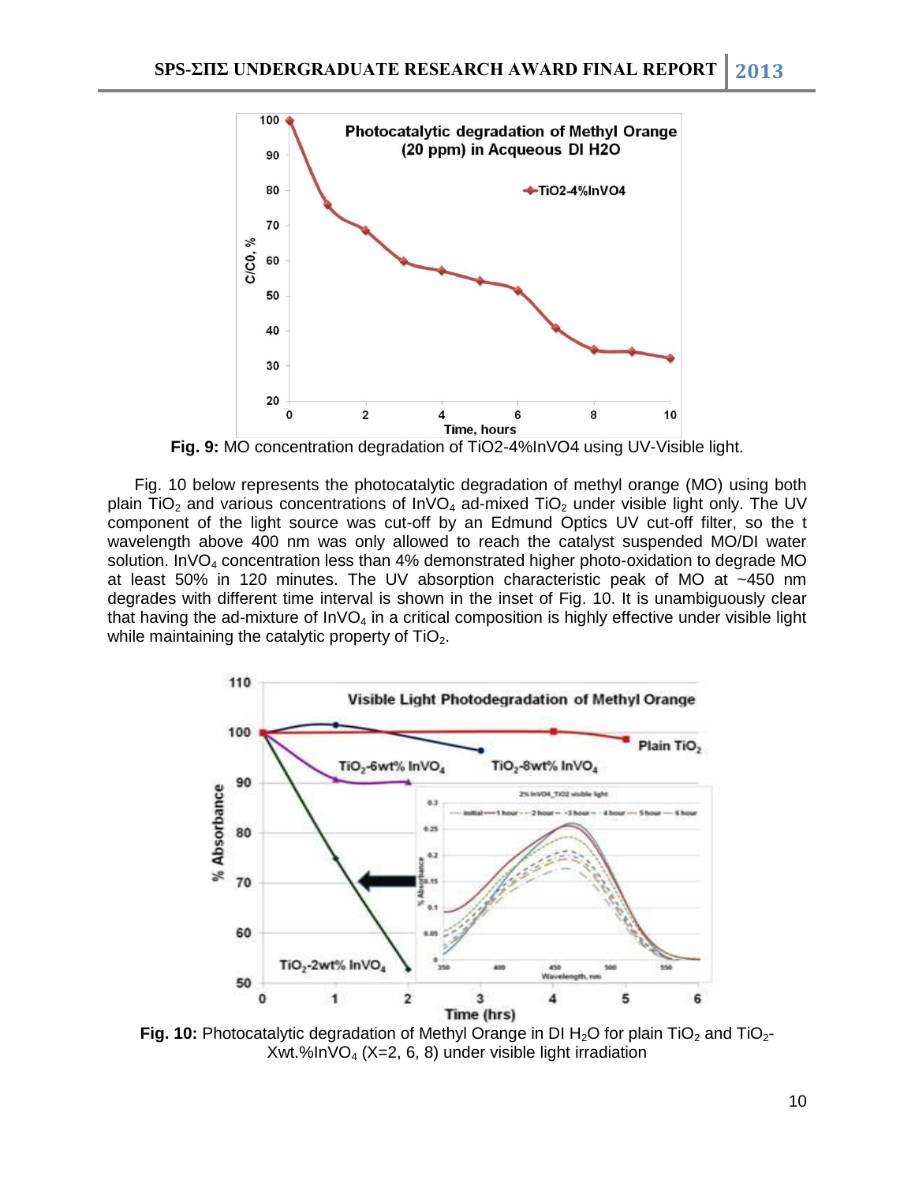**Fig. 9:** MO concentration degradation of TiO2-4%InVO4 using UV-Visible light.

Fig. 10 below represents the photocatalytic degradation of methyl orange (MO) using both plain $TiO_2$ and various concentrations of $InVO_4$ ad-mixed $TiO_2$ under visible light only. The UV component of the light source was cut-off by an Edmund Optics UV cut-off filter, so the t wavelength above 400 nm was only allowed to reach the catalyst suspended MO/DI water solution. $InVO_4$ concentration less than 4% demonstrated higher photo-oxidation to degrade MO at least 50% in 120 minutes. The UV absorption characteristic peak of MO at ~450 nm degrades with different time interval is shown in the inset of Fig. 10. It is unambiguously clear that having the ad-mixture of $InVO_4$ in a critical composition is highly effective under visible light while maintaining the catalytic property of $TiO_2$.

**Fig. 10:** Photocatalytic degradation of Methyl Orange in DI $H_2O$ for plain $TiO_2$ and $TiO_2$-Xwt.%$InVO_4$ (X=2, 6, 8) under visible light irradiation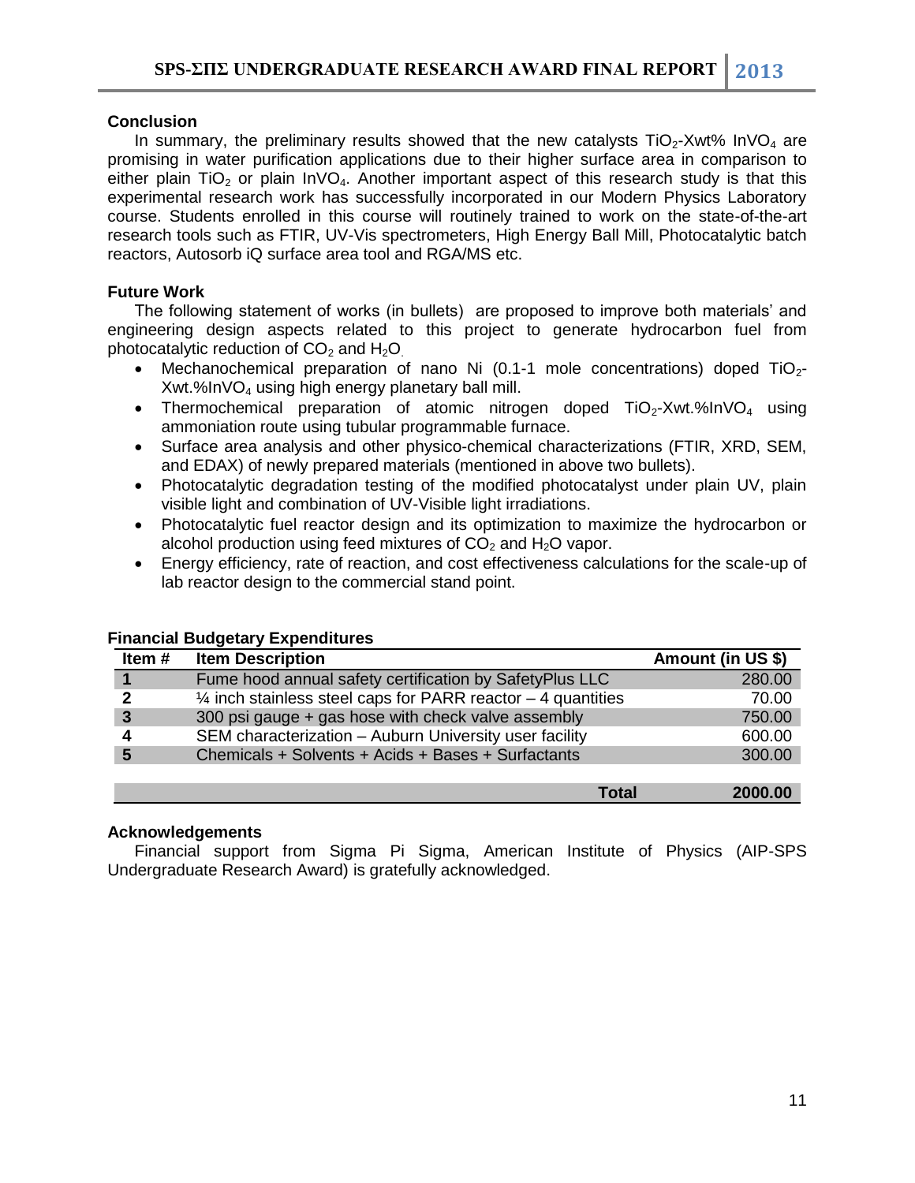### Conclusion

In summary, the preliminary results showed that the new catalysts $TiO_2$-Xwt% $InVO_4$ are promising in water purification applications due to their higher surface area in comparison to either plain $TiO_2$ or plain $InVO_4$. Another important aspect of this research study is that this experimental research work has successfully incorporated in our Modern Physics Laboratory course. Students enrolled in this course will routinely trained to work on the state-of-the-art research tools such as FTIR, UV-Vis spectrometers, High Energy Ball Mill, Photocatalytic batch reactors, Autosorb iQ surface area tool and RGA/MS etc.

### Future Work

The following statement of works (in bullets) are proposed to improve both materials' and engineering design aspects related to this project to generate hydrocarbon fuel from photocatalytic reduction of $CO_2$ and $H_2O$.

- Mechanochemical preparation of nano Ni (0.1-1 mole concentrations) doped $TiO_2$-Xwt.%$InVO_4$ using high energy planetary ball mill.
- Thermochemical preparation of atomic nitrogen doped $TiO_2$-Xwt.%$InVO_4$ using ammoniation route using tubular programmable furnace.
- Surface area analysis and other physico-chemical characterizations (FTIR, XRD, SEM, and EDAX) of newly prepared materials (mentioned in above two bullets).
- Photocatalytic degradation testing of the modified photocatalyst under plain UV, plain visible light and combination of UV-Visible light irradiations.
- Photocatalytic fuel reactor design and its optimization to maximize the hydrocarbon or alcohol production using feed mixtures of $CO_2$ and $H_2O$ vapor.
- Energy efficiency, rate of reaction, and cost effectiveness calculations for the scale-up of lab reactor design to the commercial stand point.

### Financial Budgetary Expenditures

| Item # | Item Description | Amount (in US $) |
|---|---|---|
| 1 | Fume hood annual safety certification by SafetyPlus LLC | 280.00 |
| 2 | ¼ inch stainless steel caps for PARR reactor – 4 quantities | 70.00 |
| 3 | 300 psi gauge + gas hose with check valve assembly | 750.00 |
| 4 | SEM characterization – Auburn University user facility | 600.00 |
| 5 | Chemicals + Solvents + Acids + Bases + Surfactants | 300.00 |
| | **Total** | **2000.00** |

### Acknowledgements

Financial support from Sigma Pi Sigma, American Institute of Physics (AIP-SPS Undergraduate Research Award) is gratefully acknowledged.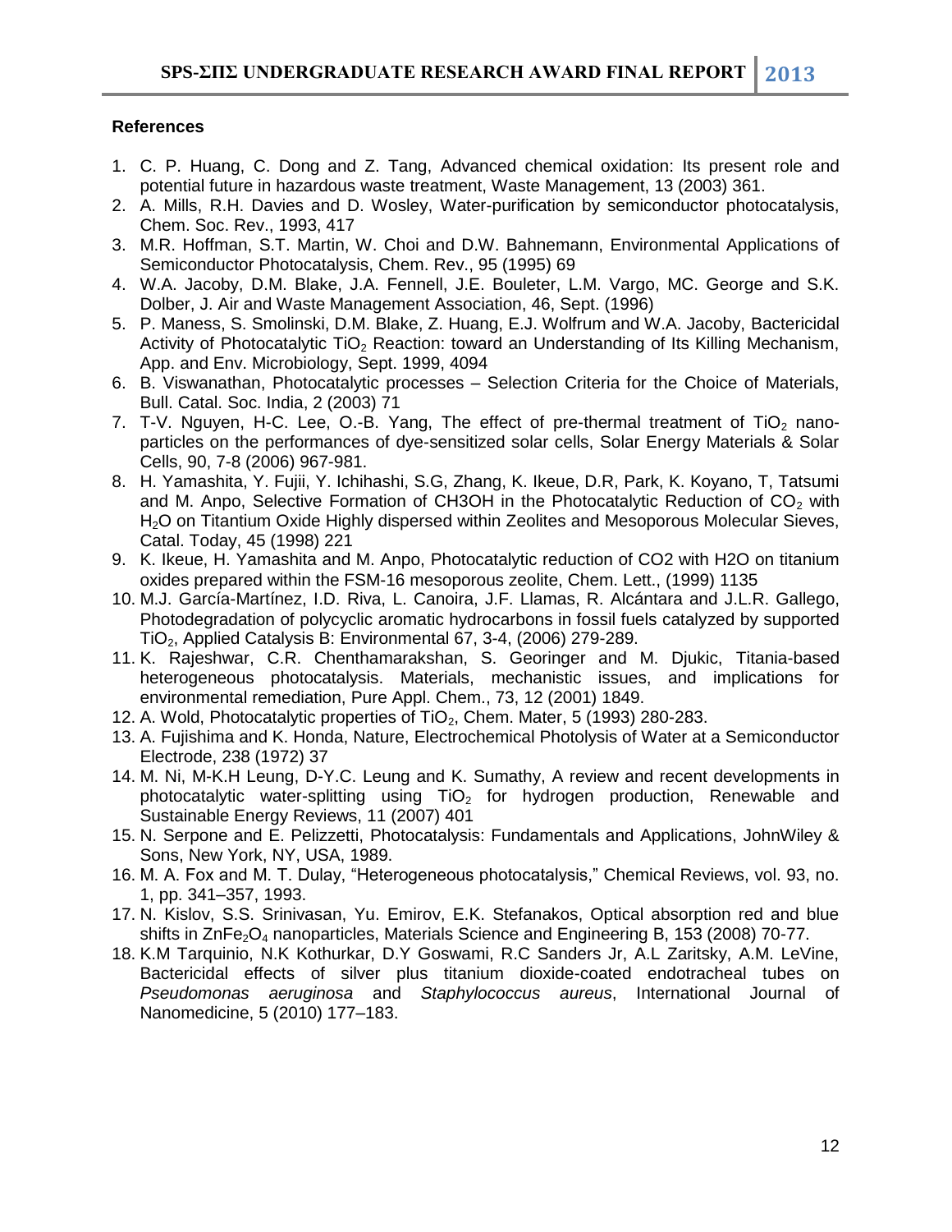### References

1. C. P. Huang, C. Dong and Z. Tang, Advanced chemical oxidation: Its present role and potential future in hazardous waste treatment, Waste Management, 13 (2003) 361.
2. A. Mills, R.H. Davies and D. Wosley, Water-purification by semiconductor photocatalysis, Chem. Soc. Rev., 1993, 417
3. M.R. Hoffman, S.T. Martin, W. Choi and D.W. Bahnemann, Environmental Applications of Semiconductor Photocatalysis, Chem. Rev., 95 (1995) 69
4. W.A. Jacoby, D.M. Blake, J.A. Fennell, J.E. Bouleter, L.M. Vargo, MC. George and S.K. Dolber, J. Air and Waste Management Association, 46, Sept. (1996)
5. P. Maness, S. Smolinski, D.M. Blake, Z. Huang, E.J. Wolfrum and W.A. Jacoby, Bactericidal Activity of Photocatalytic $TiO_2$ Reaction: toward an Understanding of Its Killing Mechanism, App. and Env. Microbiology, Sept. 1999, 4094
6. B. Viswanathan, Photocatalytic processes – Selection Criteria for the Choice of Materials, Bull. Catal. Soc. India, 2 (2003) 71
7. T-V. Nguyen, H-C. Lee, O.-B. Yang, The effect of pre-thermal treatment of $TiO_2$ nano-particles on the performances of dye-sensitized solar cells, Solar Energy Materials & Solar Cells, 90, 7-8 (2006) 967-981.
8. H. Yamashita, Y. Fujii, Y. Ichihashi, S.G, Zhang, K. Ikeue, D.R, Park, K. Koyano, T, Tatsumi and M. Anpo, Selective Formation of CH3OH in the Photocatalytic Reduction of $CO_2$ with $H_2O$ on Titantium Oxide Highly dispersed within Zeolites and Mesoporous Molecular Sieves, Catal. Today, 45 (1998) 221
9. K. Ikeue, H. Yamashita and M. Anpo, Photocatalytic reduction of CO2 with H2O on titanium oxides prepared within the FSM-16 mesoporous zeolite, Chem. Lett., (1999) 1135
10. M.J. García-Martínez, I.D. Riva, L. Canoira, J.F. Llamas, R. Alcántara and J.L.R. Gallego, Photodegradation of polycyclic aromatic hydrocarbons in fossil fuels catalyzed by supported $TiO_2$, Applied Catalysis B: Environmental 67, 3-4, (2006) 279-289.
11. K. Rajeshwar, C.R. Chenthamarakshan, S. Georinger and M. Djukic, Titania-based heterogeneous photocatalysis. Materials, mechanistic issues, and implications for environmental remediation, Pure Appl. Chem., 73, 12 (2001) 1849.
12. A. Wold, Photocatalytic properties of $TiO_2$, Chem. Mater, 5 (1993) 280-283.
13. A. Fujishima and K. Honda, Nature, Electrochemical Photolysis of Water at a Semiconductor Electrode, 238 (1972) 37
14. M. Ni, M-K.H Leung, D-Y.C. Leung and K. Sumathy, A review and recent developments in photocatalytic water-splitting using $TiO_2$ for hydrogen production, Renewable and Sustainable Energy Reviews, 11 (2007) 401
15. N. Serpone and E. Pelizzetti, Photocatalysis: Fundamentals and Applications, JohnWiley & Sons, New York, NY, USA, 1989.
16. M. A. Fox and M. T. Dulay, "Heterogeneous photocatalysis," Chemical Reviews, vol. 93, no. 1, pp. 341–357, 1993.
17. N. Kislov, S.S. Srinivasan, Yu. Emirov, E.K. Stefanakos, Optical absorption red and blue shifts in $ZnFe_2O_4$ nanoparticles, Materials Science and Engineering B, 153 (2008) 70-77.
18. K.M Tarquinio, N.K Kothurkar, D.Y Goswami, R.C Sanders Jr, A.L Zaritsky, A.M. LeVine, Bactericidal effects of silver plus titanium dioxide-coated endotracheal tubes on *Pseudomonas aeruginosa* and *Staphylococcus aureus*, International Journal of Nanomedicine, 5 (2010) 177–183.